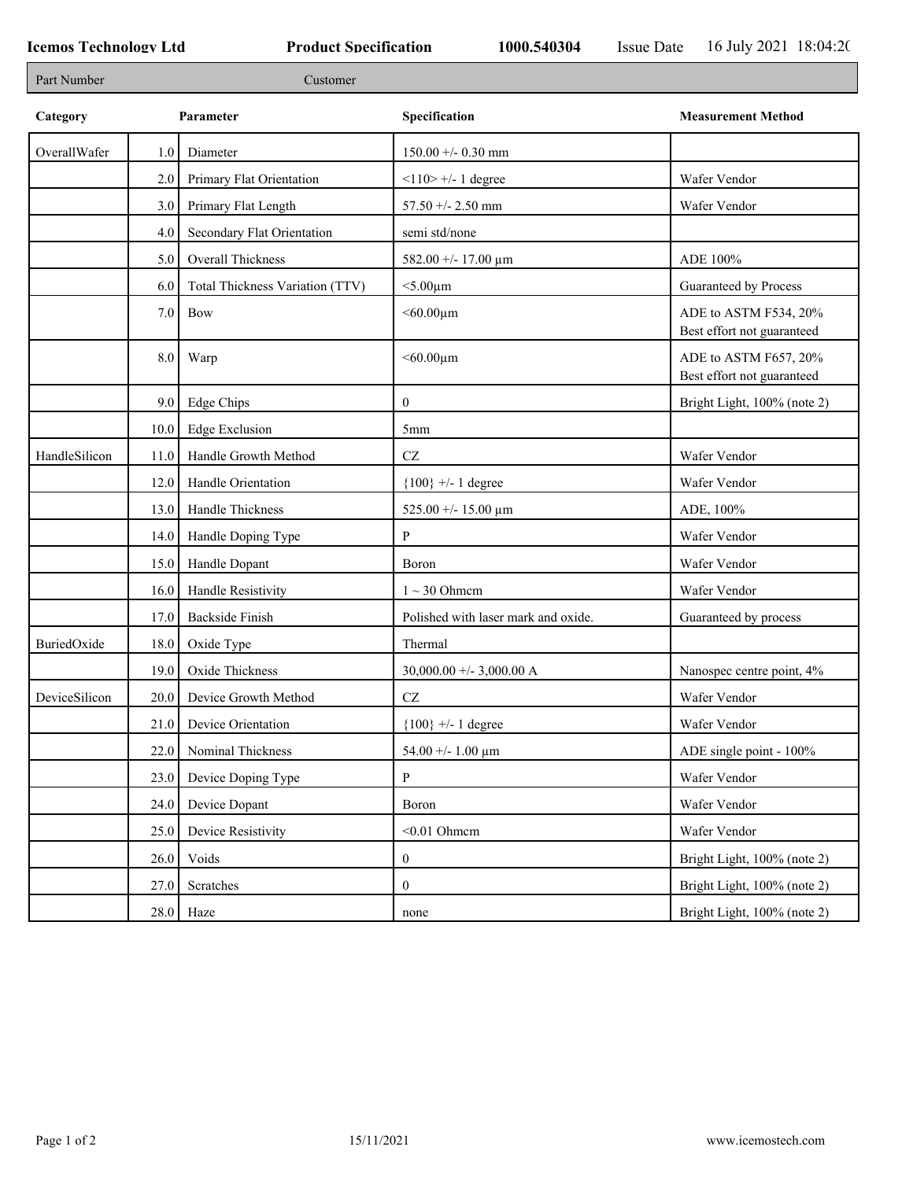**Icemos Technology Ltd** **Product Specification** **1000.540304** Issue Date 16 July 2021 18:04:20

| Part Number | Customer |
|---|---|

| Category | | Parameter | Specification | Measurement Method |
|---|---|---|---|---|
| OverallWafer | 1.0 | Diameter | 150.00 +/- 0.30 mm | |
| | 2.0 | Primary Flat Orientation | <110> +/- 1 degree | Wafer Vendor |
| | 3.0 | Primary Flat Length | 57.50 +/- 2.50 mm | Wafer Vendor |
| | 4.0 | Secondary Flat Orientation | semi std/none | |
| | 5.0 | Overall Thickness | 582.00 +/- 17.00 µm | ADE 100% |
| | 6.0 | Total Thickness Variation (TTV) | <5.00µm | Guaranteed by Process |
| | 7.0 | Bow | <60.00µm | ADE to ASTM F534, 20% Best effort not guaranteed |
| | 8.0 | Warp | <60.00µm | ADE to ASTM F657, 20% Best effort not guaranteed |
| | 9.0 | Edge Chips | 0 | Bright Light, 100% (note 2) |
| | 10.0 | Edge Exclusion | 5mm | |
| HandleSilicon | 11.0 | Handle Growth Method | CZ | Wafer Vendor |
| | 12.0 | Handle Orientation | {100} +/- 1 degree | Wafer Vendor |
| | 13.0 | Handle Thickness | 525.00 +/- 15.00 µm | ADE, 100% |
| | 14.0 | Handle Doping Type | P | Wafer Vendor |
| | 15.0 | Handle Dopant | Boron | Wafer Vendor |
| | 16.0 | Handle Resistivity | 1 ~ 30 Ohmcm | Wafer Vendor |
| | 17.0 | Backside Finish | Polished with laser mark and oxide. | Guaranteed by process |
| BuriedOxide | 18.0 | Oxide Type | Thermal | |
| | 19.0 | Oxide Thickness | 30,000.00 +/- 3,000.00 A | Nanospec centre point, 4% |
| DeviceSilicon | 20.0 | Device Growth Method | CZ | Wafer Vendor |
| | 21.0 | Device Orientation | {100} +/- 1 degree | Wafer Vendor |
| | 22.0 | Nominal Thickness | 54.00 +/- 1.00 µm | ADE single point - 100% |
| | 23.0 | Device Doping Type | P | Wafer Vendor |
| | 24.0 | Device Dopant | Boron | Wafer Vendor |
| | 25.0 | Device Resistivity | <0.01 Ohmcm | Wafer Vendor |
| | 26.0 | Voids | 0 | Bright Light, 100% (note 2) |
| | 27.0 | Scratches | 0 | Bright Light, 100% (note 2) |
| | 28.0 | Haze | none | Bright Light, 100% (note 2) |

15/11/2021 www.icemostech.com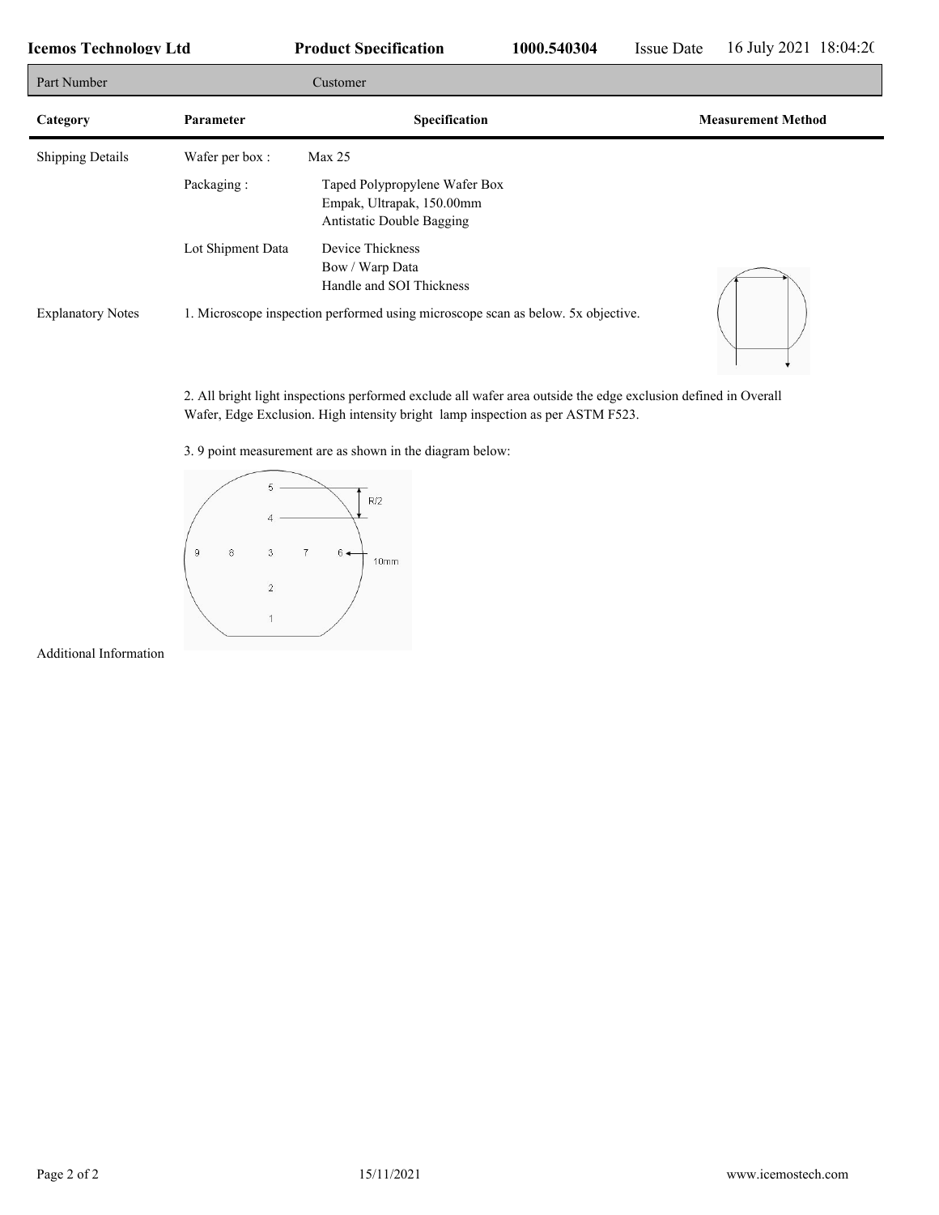| Part Number | | Customer | |
|---|---|---|---|
| **Category** | **Parameter** | **Specification** | **Measurement Method** |
| Shipping Details | Wafer per box : | Max 25 | |
| | Packaging : | Taped Polypropylene Wafer Box<br>Empak, Ultrapak, 150.00mm<br>Antistatic Double Bagging | |
| | Lot Shipment Data | Device Thickness<br>Bow / Warp Data<br>Handle and SOI Thickness | |
| Explanatory Notes | 1. Microscope inspection performed using microscope scan as below. 5x objective. | | |

2. All bright light inspections performed exclude all wafer area outside the edge exclusion defined in Overall Wafer, Edge Exclusion. High intensity bright lamp inspection as per ASTM F523.

3. 9 point measurement are as shown in the diagram below:

5
4
R/2
9 8 3 7 6
10mm
2
1

Additional Information